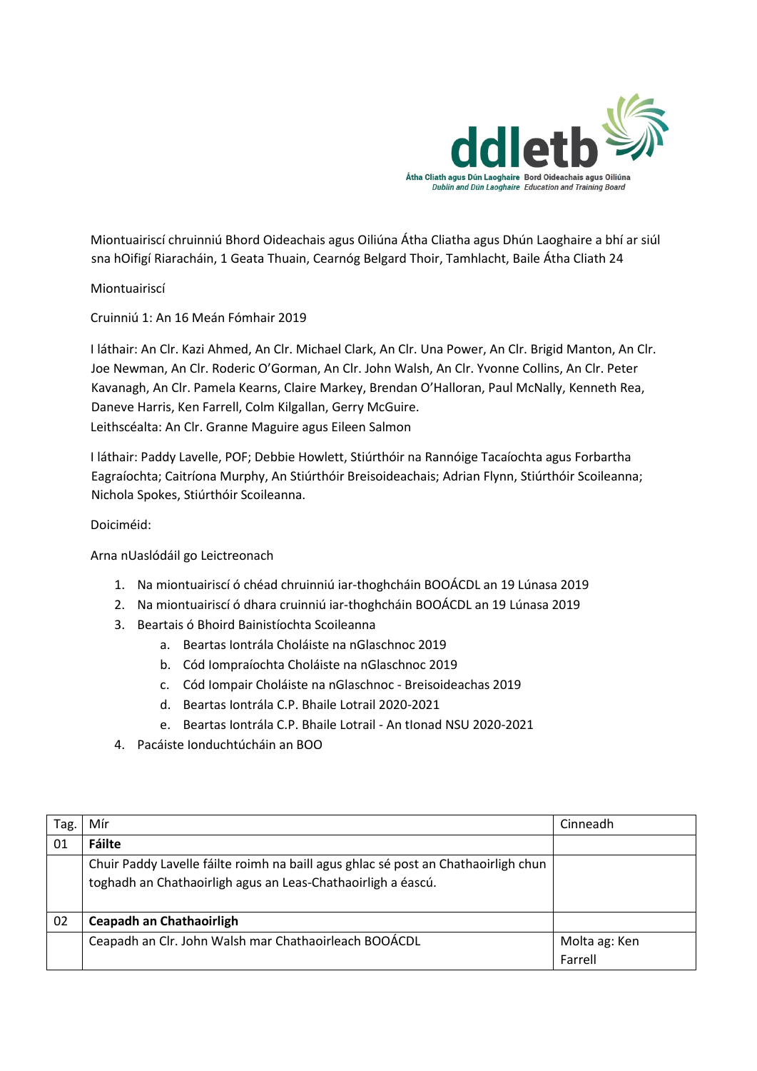Miontuairiscí chruinniú Bhord Oideachais agus Oiliúna Átha Cliatha agus Dhún Laoghaire a bhí ar siúl sna hOifigí Riaracháin, 1 Geata Thuain, Cearnóg Belgard Thoir, Tamhlacht, Baile Átha Cliath 24

Miontuairiscí

Cruinniú 1: An 16 Meán Fómhair 2019

I láthair: An Clr. Kazi Ahmed, An Clr. Michael Clark, An Clr. Una Power, An Clr. Brigid Manton, An Clr. Joe Newman, An Clr. Roderic O'Gorman, An Clr. John Walsh, An Clr. Yvonne Collins, An Clr. Peter Kavanagh, An Clr. Pamela Kearns, Claire Markey, Brendan O'Halloran, Paul McNally, Kenneth Rea, Daneve Harris, Ken Farrell, Colm Kilgallan, Gerry McGuire.
Leithscéalta: An Clr. Granne Maguire agus Eileen Salmon

I láthair: Paddy Lavelle, POF; Debbie Howlett, Stiúrthóir na Rannóige Tacaíochta agus Forbartha Eagraíochta; Caitríona Murphy, An Stiúrthóir Breisoideachais; Adrian Flynn, Stiúrthóir Scoileanna; Nichola Spokes, Stiúrthóir Scoileanna.

Doiciméid:

Arna nUaslódáil go Leictreonach

1. Na miontuairiscí ó chéad chruinniú iar-thoghcháin BOOÁCDL an 19 Lúnasa 2019
2. Na miontuairiscí ó dhara cruinniú iar-thoghcháin BOOÁCDL an 19 Lúnasa 2019
3. Beartais ó Bhoird Bainistíochta Scoileanna
   a. Beartas Iontrála Choláiste na nGlaschnoc 2019
   b. Cód Iompraíochta Choláiste na nGlaschnoc 2019
   c. Cód Iompair Choláiste na nGlaschnoc - Breisoideachas 2019
   d. Beartas Iontrála C.P. Bhaile Lotrail 2020-2021
   e. Beartas Iontrála C.P. Bhaile Lotrail - An tIonad NSU 2020-2021
4. Pacáiste Ionduchtúcháin an BOO

| Tag. | Mír | Cinneadh |
|---|---|---|
| 01 | **Fáilte** | |
| | Chuir Paddy Lavelle fáilte roimh na baill agus ghlac sé post an Chathaoirligh chun toghadh an Chathaoirligh agus an Leas-Chathaoirligh a éascú. | |
| 02 | **Ceapadh an Chathaoirligh** | |
| | Ceapadh an Clr. John Walsh mar Chathaoirleach BOOÁCDL | Molta ag: Ken Farrell |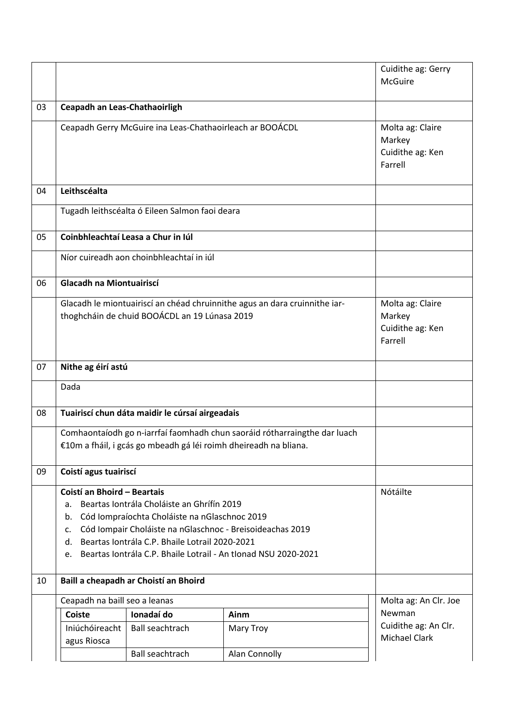| | | |
|---|---|---|
| | | Cuidithe ag: Gerry McGuire |
| 03 | **Ceapadh an Leas-Chathaoirligh** | |
| | Ceapadh Gerry McGuire ina Leas-Chathaoirleach ar BOOÁCDL | Molta ag: Claire Markey<br>Cuidithe ag: Ken Farrell |
| 04 | **Leithscéalta** | |
| | Tugadh leithscéalta ó Eileen Salmon faoi deara | |
| 05 | **Coinbhleachtaí Leasa a Chur in Iúl** | |
| | Níor cuireadh aon choinbhleachtaí in iúl | |
| 06 | **Glacadh na Miontuairiscí** | |
| | Glacadh le miontuairiscí an chéad chruinnithe agus an dara cruinnithe iar-thoghcháin de chuid BOOÁCDL an 19 Lúnasa 2019 | Molta ag: Claire Markey<br>Cuidithe ag: Ken Farrell |
| 07 | **Nithe ag éirí astú** | |
| | Dada | |
| 08 | **Tuairiscí chun dáta maidir le cúrsaí airgeadais** | |
| | Comhaontaíodh go n-iarrfaí faomhadh chun saoráid rótharraingthe dar luach €10m a fháil, i gcás go mbeadh gá léi roimh dheireadh na bliana. | |
| 09 | **Coistí agus tuairiscí** | |
| | **Coistí an Bhoird – Beartais**<br>a. Beartas Iontrála Choláiste an Ghrífín 2019<br>b. Cód Iompraíochta Choláiste na nGlaschnoc 2019<br>c. Cód Iompair Choláiste na nGlaschnoc - Breisoideachas 2019<br>d. Beartas Iontrála C.P. Bhaile Lotrail 2020-2021<br>e. Beartas Iontrála C.P. Bhaile Lotrail - An tIonad NSU 2020-2021 | Nótáilte |
| 10 | **Baill a cheapadh ar Choistí an Bhoird** | |
| | Ceapadh na baill seo a leanas | Molta ag: An Clr. Joe Newman<br>Cuidithe ag: An Clr. Michael Clark |

| Coiste | Ionadaí do | Ainm |
|---|---|---|
| Iniúchóireacht agus Riosca | Ball seachtrach | Mary Troy |
| | Ball seachtrach | Alan Connolly |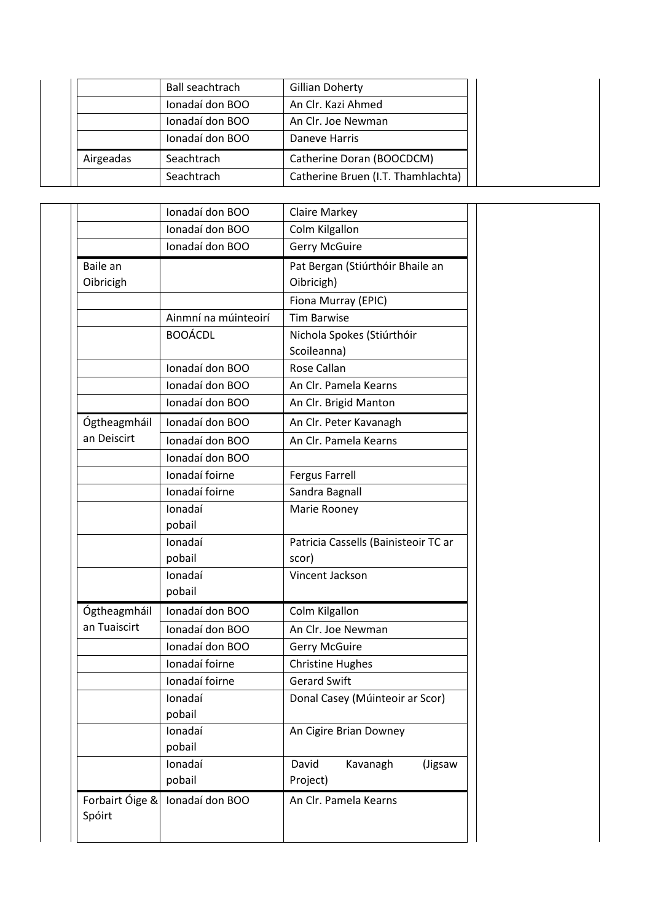| | | | |
|---|---|---|---|
| | Ball seachtrach | Gillian Doherty | |
| | Ionadaí don BOO | An Clr. Kazi Ahmed | |
| | Ionadaí don BOO | An Clr. Joe Newman | |
| | Ionadaí don BOO | Daneve Harris | |
| Airgeadas | Seachtrach | Catherine Doran (BOOCDCM) | |
| | Seachtrach | Catherine Bruen (I.T. Thamhlachta) | |

| | | | |
|---|---|---|---|
| | Ionadaí don BOO | Claire Markey | |
| | Ionadaí don BOO | Colm Kilgallon | |
| | Ionadaí don BOO | Gerry McGuire | |
| Baile an Oibricigh | | Pat Bergan (Stiúrthóir Bhaile an Oibricigh) | |
| | | Fiona Murray (EPIC) | |
| | Ainmní na múinteoirí | Tim Barwise | |
| | BOOÁCDL | Nichola Spokes (Stiúrthóir Scoileanna) | |
| | Ionadaí don BOO | Rose Callan | |
| | Ionadaí don BOO | An Clr. Pamela Kearns | |
| | Ionadaí don BOO | An Clr. Brigid Manton | |
| Ógtheagmháil an Deiscirt | Ionadaí don BOO | An Clr. Peter Kavanagh | |
| | Ionadaí don BOO | An Clr. Pamela Kearns | |
| | Ionadaí don BOO | | |
| | Ionadaí foirne | Fergus Farrell | |
| | Ionadaí foirne | Sandra Bagnall | |
| | Ionadaí pobail | Marie Rooney | |
| | Ionadaí pobail | Patricia Cassells (Bainisteoir TC ar scor) | |
| | Ionadaí pobail | Vincent Jackson | |
| Ógtheagmháil an Tuaiscirt | Ionadaí don BOO | Colm Kilgallon | |
| | Ionadaí don BOO | An Clr. Joe Newman | |
| | Ionadaí don BOO | Gerry McGuire | |
| | Ionadaí foirne | Christine Hughes | |
| | Ionadaí foirne | Gerard Swift | |
| | Ionadaí pobail | Donal Casey (Múinteoir ar Scor) | |
| | Ionadaí pobail | An Cigire Brian Downey | |
| | Ionadaí pobail | David Kavanagh (Jigsaw Project) | |
| Forbairt Óige & Spóirt | Ionadaí don BOO | An Clr. Pamela Kearns | |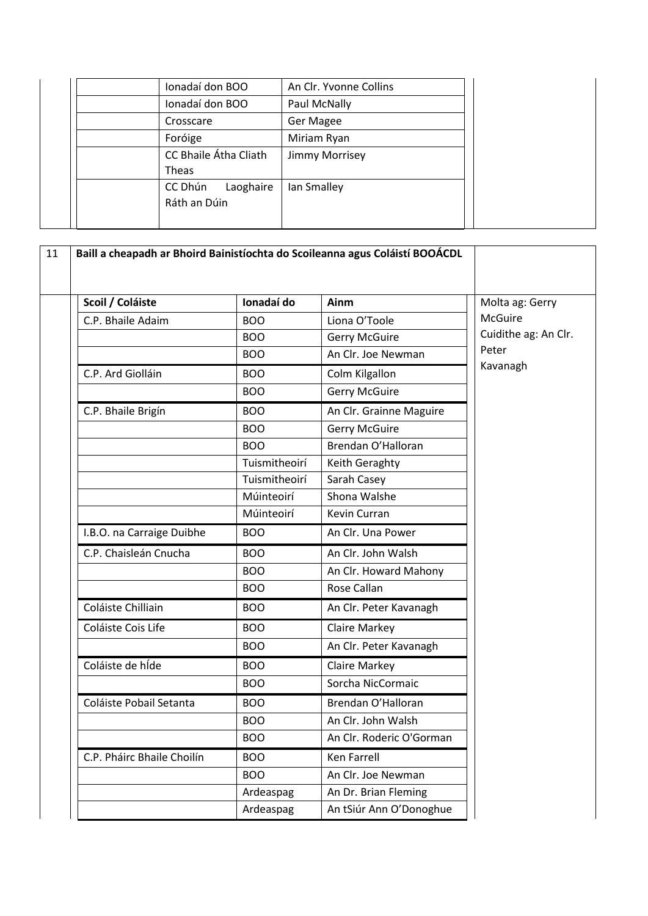| | | |
|---|---|---|
| | Ionadaí don BOO | An Clr. Yvonne Collins |
| | Ionadaí don BOO | Paul McNally |
| | Crosscare | Ger Magee |
| | Foróige | Miriam Ryan |
| | CC Bhaile Átha Cliath Theas | Jimmy Morrisey |
| | CC Dhún Laoghaire Ráth an Dúin | Ian Smalley |

| 11 | Baill a cheapadh ar Bhoird Bainistíochta do Scoileanna agus Coláistí BOOÁCDL | | | |
|---|---|---|---|---|
| | **Scoil / Coláiste** | **Ionadaí do** | **Ainm** | Molta ag: Gerry McGuire<br>Cuidithe ag: An Clr. Peter Kavanagh |
| | C.P. Bhaile Adaim | BOO | Liona O'Toole | |
| | | BOO | Gerry McGuire | |
| | | BOO | An Clr. Joe Newman | |
| | C.P. Ard Giolláin | BOO | Colm Kilgallon | |
| | | BOO | Gerry McGuire | |
| | C.P. Bhaile Brigín | BOO | An Clr. Grainne Maguire | |
| | | BOO | Gerry McGuire | |
| | | BOO | Brendan O'Halloran | |
| | | Tuismitheoirí | Keith Geraghty | |
| | | Tuismitheoirí | Sarah Casey | |
| | | Múinteoirí | Shona Walshe | |
| | | Múinteoirí | Kevin Curran | |
| | I.B.O. na Carraige Duibhe | BOO | An Clr. Una Power | |
| | C.P. Chaisleán Cnucha | BOO | An Clr. John Walsh | |
| | | BOO | An Clr. Howard Mahony | |
| | | BOO | Rose Callan | |
| | Coláiste Chilliain | BOO | An Clr. Peter Kavanagh | |
| | Coláiste Cois Life | BOO | Claire Markey | |
| | | BOO | An Clr. Peter Kavanagh | |
| | Coláiste de hÍde | BOO | Claire Markey | |
| | | BOO | Sorcha NicCormaic | |
| | Coláiste Pobail Setanta | BOO | Brendan O'Halloran | |
| | | BOO | An Clr. John Walsh | |
| | | BOO | An Clr. Roderic O'Gorman | |
| | C.P. Pháirc Bhaile Choilín | BOO | Ken Farrell | |
| | | BOO | An Clr. Joe Newman | |
| | | Ardeaspag | An Dr. Brian Fleming | |
| | | Ardeaspag | An tSiúr Ann O'Donoghue | |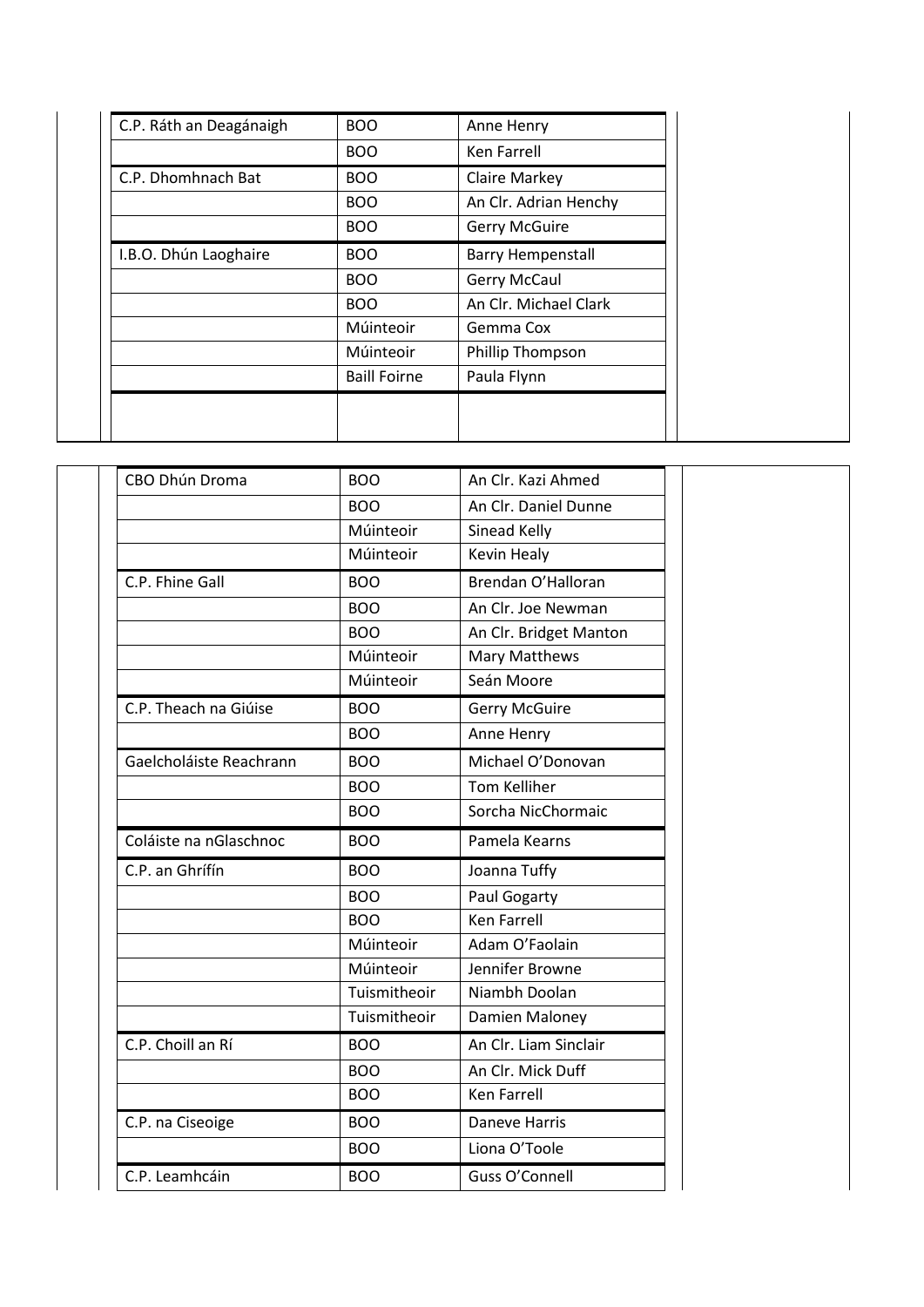| | | |
|---|---|---|
| C.P. Ráth an Deagánaigh | BOO | Anne Henry |
| | BOO | Ken Farrell |
| C.P. Dhomhnach Bat | BOO | Claire Markey |
| | BOO | An Clr. Adrian Henchy |
| | BOO | Gerry McGuire |
| I.B.O. Dhún Laoghaire | BOO | Barry Hempenstall |
| | BOO | Gerry McCaul |
| | BOO | An Clr. Michael Clark |
| | Múinteoir | Gemma Cox |
| | Múinteoir | Phillip Thompson |
| | Baill Foirne | Paula Flynn |
| | | |

| | | |
|---|---|---|
| CBO Dhún Droma | BOO | An Clr. Kazi Ahmed |
| | BOO | An Clr. Daniel Dunne |
| | Múinteoir | Sinead Kelly |
| | Múinteoir | Kevin Healy |
| C.P. Fhine Gall | BOO | Brendan O'Halloran |
| | BOO | An Clr. Joe Newman |
| | BOO | An Clr. Bridget Manton |
| | Múinteoir | Mary Matthews |
| | Múinteoir | Seán Moore |
| C.P. Theach na Giúise | BOO | Gerry McGuire |
| | BOO | Anne Henry |
| Gaelcholáiste Reachrann | BOO | Michael O'Donovan |
| | BOO | Tom Kelliher |
| | BOO | Sorcha NicChormaic |
| Coláiste na nGlaschnoc | BOO | Pamela Kearns |
| C.P. an Ghrífín | BOO | Joanna Tuffy |
| | BOO | Paul Gogarty |
| | BOO | Ken Farrell |
| | Múinteoir | Adam O'Faolain |
| | Múinteoir | Jennifer Browne |
| | Tuismitheoir | Niambh Doolan |
| | Tuismitheoir | Damien Maloney |
| C.P. Choill an Rí | BOO | An Clr. Liam Sinclair |
| | BOO | An Clr. Mick Duff |
| | BOO | Ken Farrell |
| C.P. na Ciseoige | BOO | Daneve Harris |
| | BOO | Liona O'Toole |
| C.P. Leamhcáin | BOO | Guss O'Connell |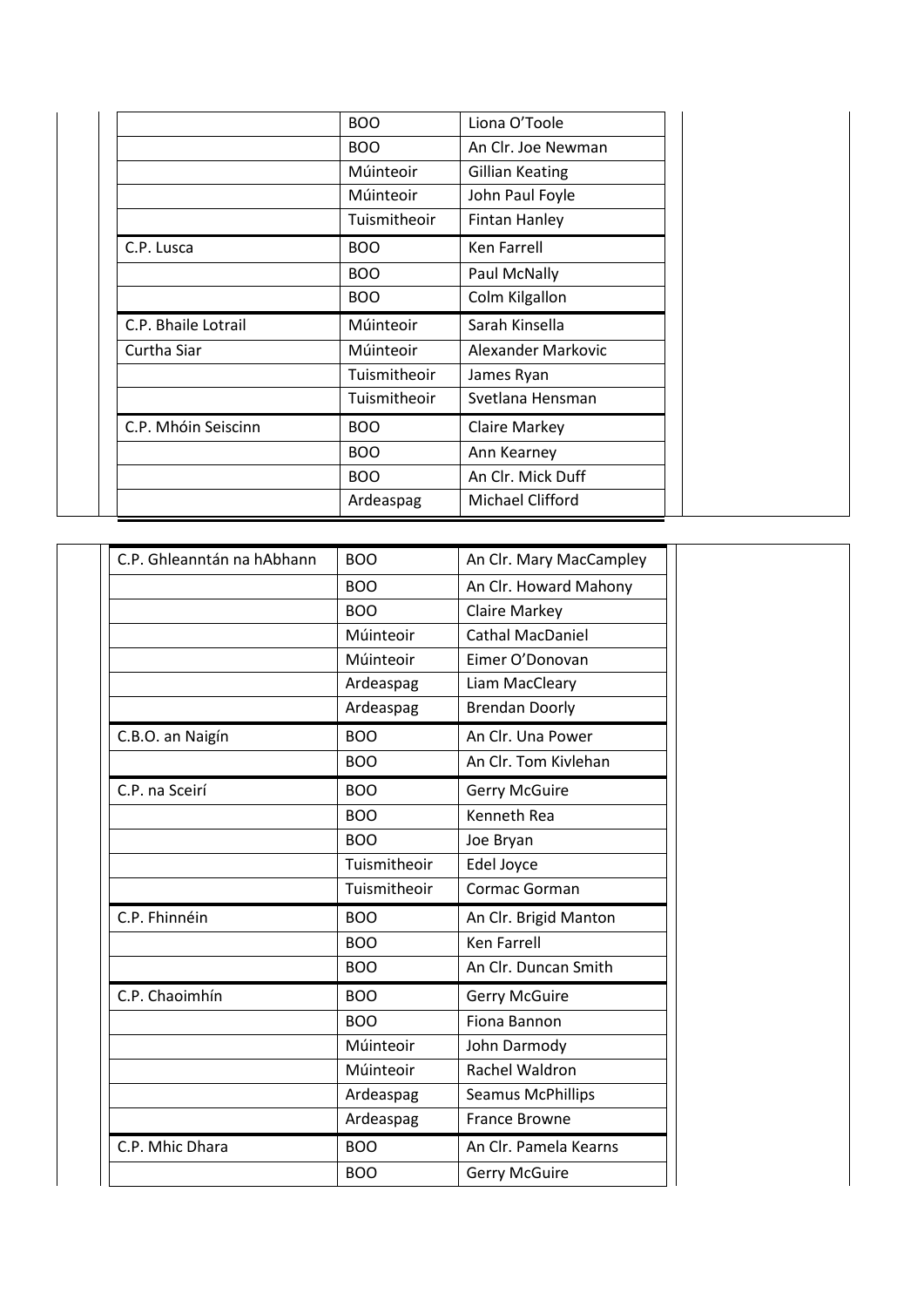| | | |
|---|---|---|
| | BOO | Liona O'Toole |
| | BOO | An Clr. Joe Newman |
| | Múinteoir | Gillian Keating |
| | Múinteoir | John Paul Foyle |
| | Tuismitheoir | Fintan Hanley |
| C.P. Lusca | BOO | Ken Farrell |
| | BOO | Paul McNally |
| | BOO | Colm Kilgallon |
| C.P. Bhaile Lotrail | Múinteoir | Sarah Kinsella |
| Curtha Siar | Múinteoir | Alexander Markovic |
| | Tuismitheoir | James Ryan |
| | Tuismitheoir | Svetlana Hensman |
| C.P. Mhóin Seiscinn | BOO | Claire Markey |
| | BOO | Ann Kearney |
| | BOO | An Clr. Mick Duff |
| | Ardeaspag | Michael Clifford |

| | | |
|---|---|---|
| C.P. Ghleanntán na hAbhann | BOO | An Clr. Mary MacCampley |
| | BOO | An Clr. Howard Mahony |
| | BOO | Claire Markey |
| | Múinteoir | Cathal MacDaniel |
| | Múinteoir | Eimer O'Donovan |
| | Ardeaspag | Liam MacCleary |
| | Ardeaspag | Brendan Doorly |
| C.B.O. an Naigín | BOO | An Clr. Una Power |
| | BOO | An Clr. Tom Kivlehan |
| C.P. na Sceirí | BOO | Gerry McGuire |
| | BOO | Kenneth Rea |
| | BOO | Joe Bryan |
| | Tuismitheoir | Edel Joyce |
| | Tuismitheoir | Cormac Gorman |
| C.P. Fhinnéin | BOO | An Clr. Brigid Manton |
| | BOO | Ken Farrell |
| | BOO | An Clr. Duncan Smith |
| C.P. Chaoimhín | BOO | Gerry McGuire |
| | BOO | Fiona Bannon |
| | Múinteoir | John Darmody |
| | Múinteoir | Rachel Waldron |
| | Ardeaspag | Seamus McPhillips |
| | Ardeaspag | France Browne |
| C.P. Mhic Dhara | BOO | An Clr. Pamela Kearns |
| | BOO | Gerry McGuire |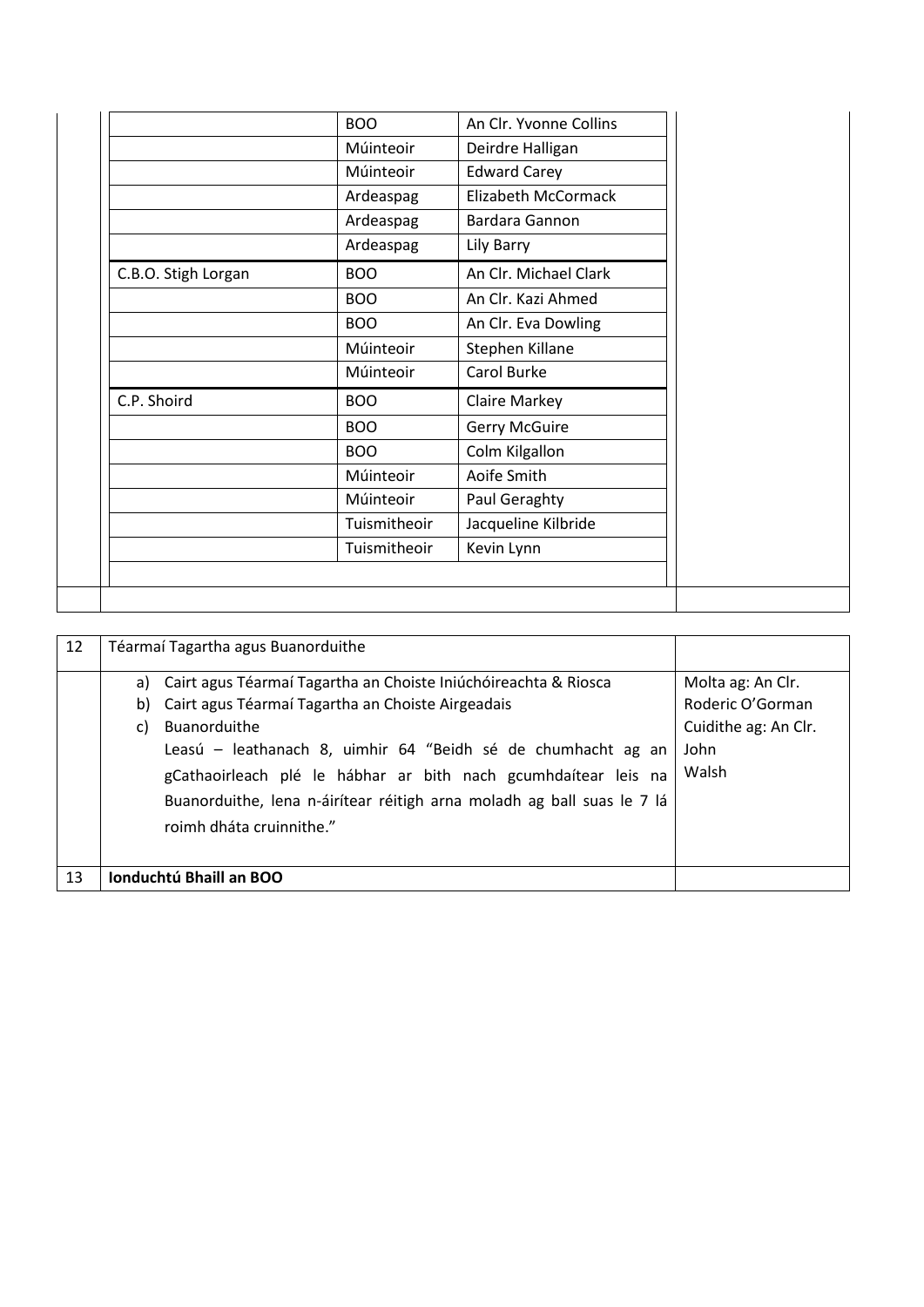| | | | |
|---|---|---|---|
| | BOO | An Clr. Yvonne Collins | |
| | Múinteoir | Deirdre Halligan | |
| | Múinteoir | Edward Carey | |
| | Ardeaspag | Elizabeth McCormack | |
| | Ardeaspag | Bardara Gannon | |
| | Ardeaspag | Lily Barry | |
| C.B.O. Stigh Lorgan | BOO | An Clr. Michael Clark | |
| | BOO | An Clr. Kazi Ahmed | |
| | BOO | An Clr. Eva Dowling | |
| | Múinteoir | Stephen Killane | |
| | Múinteoir | Carol Burke | |
| C.P. Shoird | BOO | Claire Markey | |
| | BOO | Gerry McGuire | |
| | BOO | Colm Kilgallon | |
| | Múinteoir | Aoife Smith | |
| | Múinteoir | Paul Geraghty | |
| | Tuismitheoir | Jacqueline Kilbride | |
| | Tuismitheoir | Kevin Lynn | |

| | | |
|---|---|---|
| 12 | Téarmaí Tagartha agus Buanorduithe | |
| | a) Cairt agus Téarmaí Tagartha an Choiste Iniúchóireachta & Riosca<br>b) Cairt agus Téarmaí Tagartha an Choiste Airgeadais<br>c) Buanorduithe<br>Leasú – leathanach 8, uimhir 64 "Beidh sé de chumhacht ag an gCathaoirleach plé le hábhar ar bith nach gcumhdaítear leis na Buanorduithe, lena n-áirítear réitigh arna moladh ag ball suas le 7 lá roimh dháta cruinnithe." | Molta ag: An Clr. Roderic O'Gorman<br>Cuidithe ag: An Clr. John Walsh |
| 13 | **Ionduchtú Bhaill an BOO** | |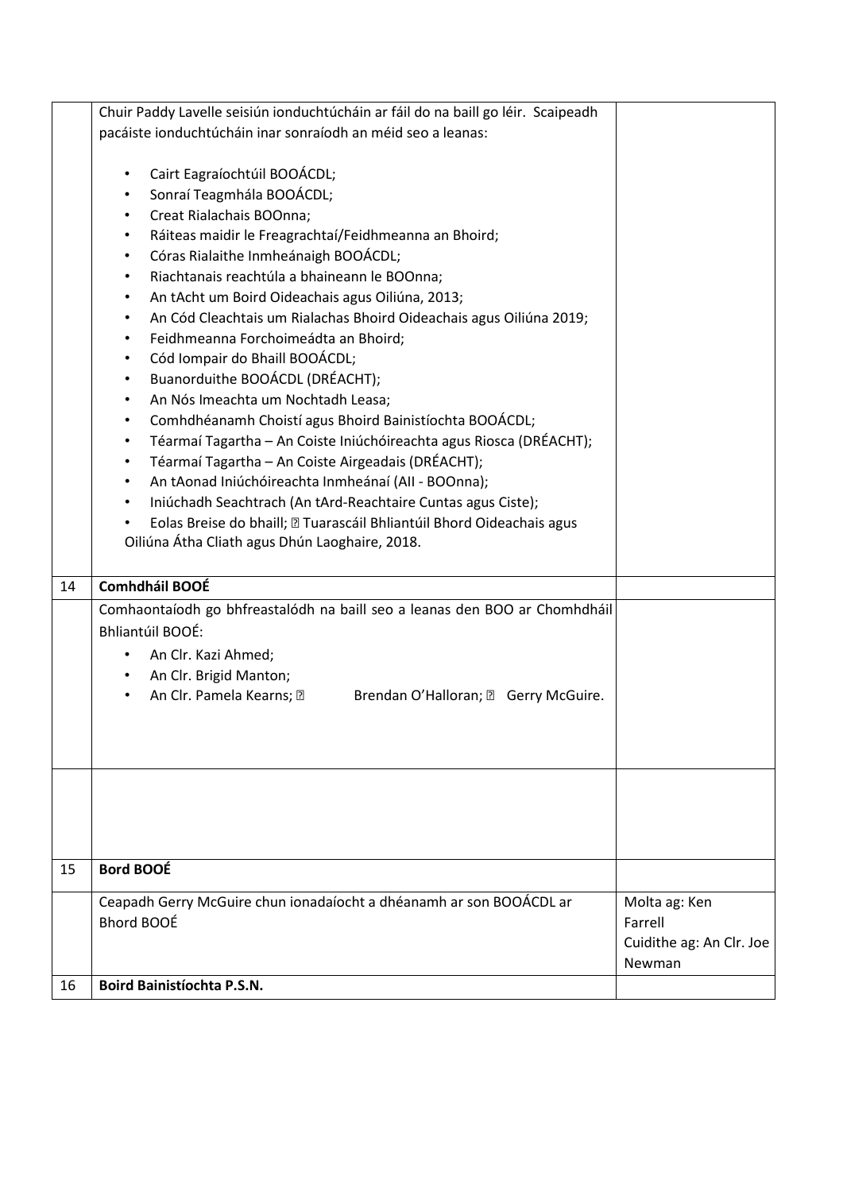| | | |
|---|---|---|
| | Chuir Paddy Lavelle seisiún ionduchtúcháin ar fáil do na baill go léir. Scaipeadh pacáiste ionduchtúcháin inar sonraíodh an méid seo a leanas:<br><br>• Cairt Eagraíochtúil BOOÁCDL;<br>• Sonraí Teagmhála BOOÁCDL;<br>• Creat Rialachais BOOnna;<br>• Ráiteas maidir le Freagrachtaí/Feidhmeanna an Bhoird;<br>• Córas Rialaithe Inmheánaigh BOOÁCDL;<br>• Riachtanais reachtúla a bhaineann le BOOnna;<br>• An tAcht um Boird Oideachais agus Oiliúna, 2013;<br>• An Cód Cleachtais um Rialachas Bhoird Oideachais agus Oiliúna 2019;<br>• Feidhmeanna Forchoimeádta an Bhoird;<br>• Cód Iompair do Bhaill BOOÁCDL;<br>• Buanorduithe BOOÁCDL (DRÉACHT);<br>• An Nós Imeachta um Nochtadh Leasa;<br>• Comhdhéanamh Choistí agus Bhoird Bainistíochta BOOÁCDL;<br>• Téarmaí Tagartha – An Coiste Iniúchóireachta agus Riosca (DRÉACHT);<br>• Téarmaí Tagartha – An Coiste Airgeadais (DRÉACHT);<br>• An tAonad Iniúchóireachta Inmheánaí (AII - BOOnna);<br>• Iniúchadh Seachtrach (An tArd-Reachtaire Cuntas agus Ciste);<br>• Eolas Breise do bhaill; Tuarascáil Bhliantúil Bhord Oideachais agus Oiliúna Átha Cliath agus Dhún Laoghaire, 2018. | |
| 14 | **Comhdháil BOOÉ** | |
| | Comhaontaíodh go bhfreastalódh na baill seo a leanas den BOO ar Chomhdháil Bhliantúil BOOÉ:<br><br>• An Clr. Kazi Ahmed;<br>• An Clr. Brigid Manton;<br>• An Clr. Pamela Kearns; Brendan O'Halloran; Gerry McGuire. | |
| | | |
| 15 | **Bord BOOÉ** | |
| | Ceapadh Gerry McGuire chun ionadaíocht a dhéanamh ar son BOOÁCDL ar Bhord BOOÉ | Molta ag: Ken Farrell<br>Cuidithe ag: An Clr. Joe Newman |
| 16 | **Boird Bainistíochta P.S.N.** | |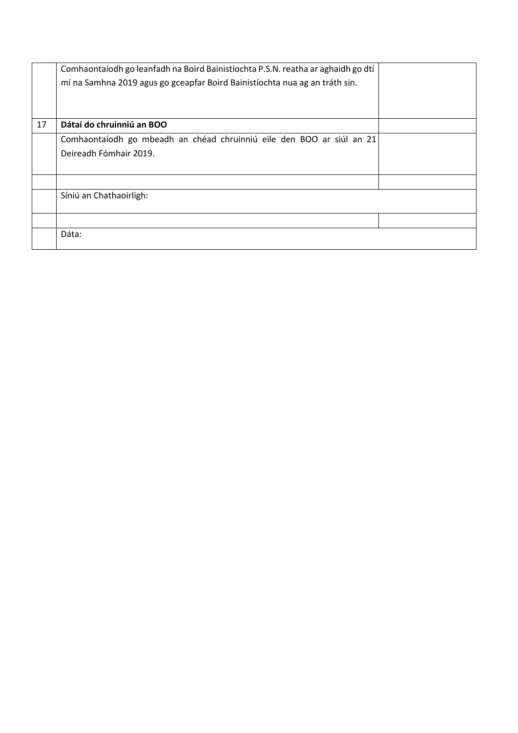| | | |
|---|---|---|
| | Comhaontaíodh go leanfadh na Boird Bainistíochta P.S.N. reatha ar aghaidh go dtí mí na Samhna 2019 agus go gceapfar Boird Bainistíochta nua ag an tráth sin. | |
| 17 | **Dátaí do chruinniú an BOO** | |
| | Comhaontaíodh go mbeadh an chéad chruinniú eile den BOO ar siúl an 21 Deireadh Fómhair 2019. | |
| | | |
| | Síniú an Chathaoirligh: | |
| | | |
| | Dáta: | |